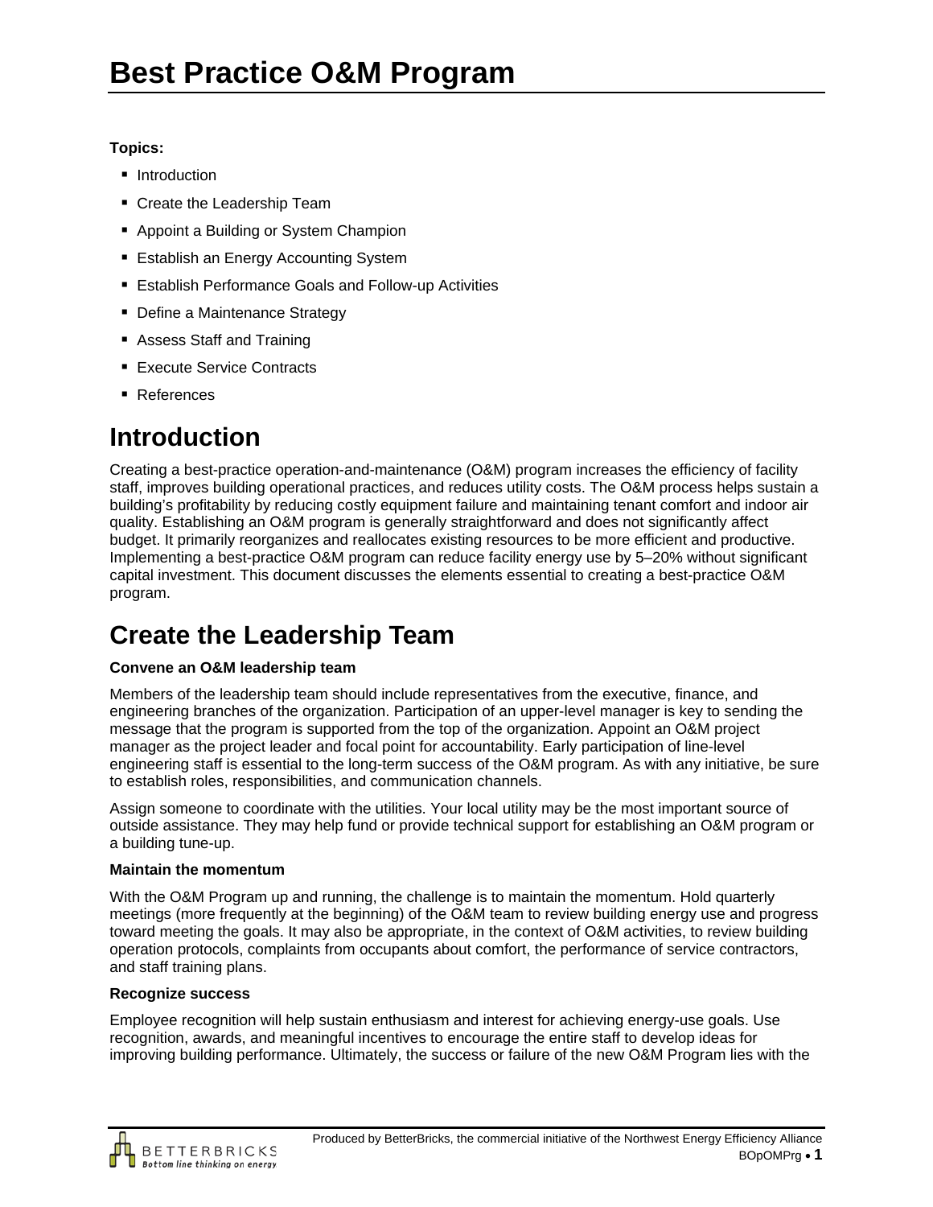# Best Practice O&M Program

**Topics:**

- Introduction
- Create the Leadership Team
- Appoint a Building or System Champion
- Establish an Energy Accounting System
- Establish Performance Goals and Follow-up Activities
- Define a Maintenance Strategy
- Assess Staff and Training
- Execute Service Contracts
- References

## Introduction

Creating a best-practice operation-and-maintenance (O&M) program increases the efficiency of facility staff, improves building operational practices, and reduces utility costs. The O&M process helps sustain a building's profitability by reducing costly equipment failure and maintaining tenant comfort and indoor air quality. Establishing an O&M program is generally straightforward and does not significantly affect budget. It primarily reorganizes and reallocates existing resources to be more efficient and productive. Implementing a best-practice O&M program can reduce facility energy use by 5–20% without significant capital investment. This document discusses the elements essential to creating a best-practice O&M program.

## Create the Leadership Team

**Convene an O&M leadership team**

Members of the leadership team should include representatives from the executive, finance, and engineering branches of the organization. Participation of an upper-level manager is key to sending the message that the program is supported from the top of the organization. Appoint an O&M project manager as the project leader and focal point for accountability. Early participation of line-level engineering staff is essential to the long-term success of the O&M program. As with any initiative, be sure to establish roles, responsibilities, and communication channels.

Assign someone to coordinate with the utilities. Your local utility may be the most important source of outside assistance. They may help fund or provide technical support for establishing an O&M program or a building tune-up.

**Maintain the momentum**

With the O&M Program up and running, the challenge is to maintain the momentum. Hold quarterly meetings (more frequently at the beginning) of the O&M team to review building energy use and progress toward meeting the goals. It may also be appropriate, in the context of O&M activities, to review building operation protocols, complaints from occupants about comfort, the performance of service contractors, and staff training plans.

**Recognize success**

Employee recognition will help sustain enthusiasm and interest for achieving energy-use goals. Use recognition, awards, and meaningful incentives to encourage the entire staff to develop ideas for improving building performance. Ultimately, the success or failure of the new O&M Program lies with the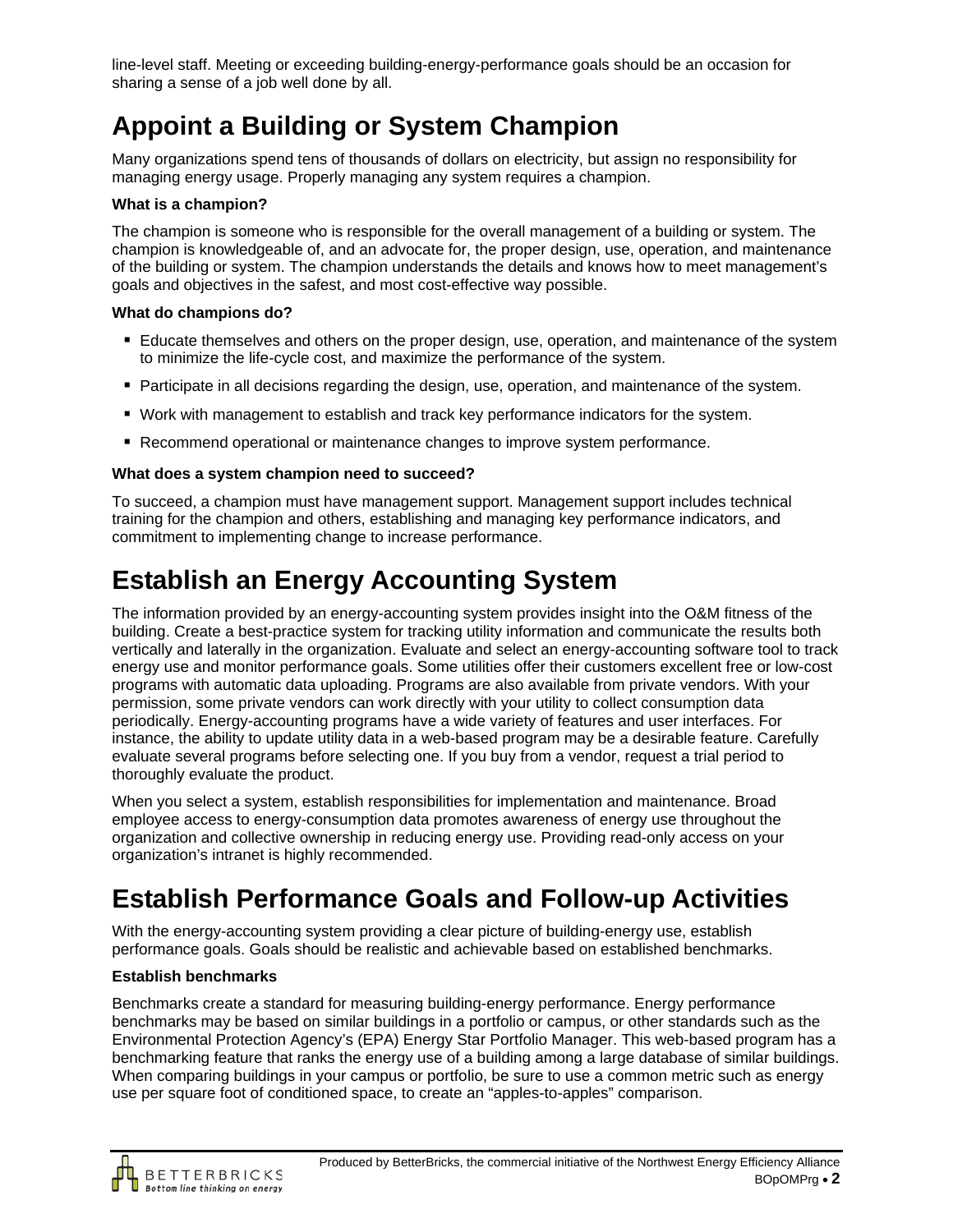line-level staff. Meeting or exceeding building-energy-performance goals should be an occasion for sharing a sense of a job well done by all.

# Appoint a Building or System Champion

Many organizations spend tens of thousands of dollars on electricity, but assign no responsibility for managing energy usage. Properly managing any system requires a champion.

**What is a champion?**

The champion is someone who is responsible for the overall management of a building or system. The champion is knowledgeable of, and an advocate for, the proper design, use, operation, and maintenance of the building or system. The champion understands the details and knows how to meet management's goals and objectives in the safest, and most cost-effective way possible.

**What do champions do?**

- Educate themselves and others on the proper design, use, operation, and maintenance of the system to minimize the life-cycle cost, and maximize the performance of the system.
- Participate in all decisions regarding the design, use, operation, and maintenance of the system.
- Work with management to establish and track key performance indicators for the system.
- Recommend operational or maintenance changes to improve system performance.

**What does a system champion need to succeed?**

To succeed, a champion must have management support. Management support includes technical training for the champion and others, establishing and managing key performance indicators, and commitment to implementing change to increase performance.

# Establish an Energy Accounting System

The information provided by an energy-accounting system provides insight into the O&M fitness of the building. Create a best-practice system for tracking utility information and communicate the results both vertically and laterally in the organization. Evaluate and select an energy-accounting software tool to track energy use and monitor performance goals. Some utilities offer their customers excellent free or low-cost programs with automatic data uploading. Programs are also available from private vendors. With your permission, some private vendors can work directly with your utility to collect consumption data periodically. Energy-accounting programs have a wide variety of features and user interfaces. For instance, the ability to update utility data in a web-based program may be a desirable feature. Carefully evaluate several programs before selecting one. If you buy from a vendor, request a trial period to thoroughly evaluate the product.

When you select a system, establish responsibilities for implementation and maintenance. Broad employee access to energy-consumption data promotes awareness of energy use throughout the organization and collective ownership in reducing energy use. Providing read-only access on your organization's intranet is highly recommended.

# Establish Performance Goals and Follow-up Activities

With the energy-accounting system providing a clear picture of building-energy use, establish performance goals. Goals should be realistic and achievable based on established benchmarks.

**Establish benchmarks**

Benchmarks create a standard for measuring building-energy performance. Energy performance benchmarks may be based on similar buildings in a portfolio or campus, or other standards such as the Environmental Protection Agency's (EPA) Energy Star Portfolio Manager. This web-based program has a benchmarking feature that ranks the energy use of a building among a large database of similar buildings. When comparing buildings in your campus or portfolio, be sure to use a common metric such as energy use per square foot of conditioned space, to create an "apples-to-apples" comparison.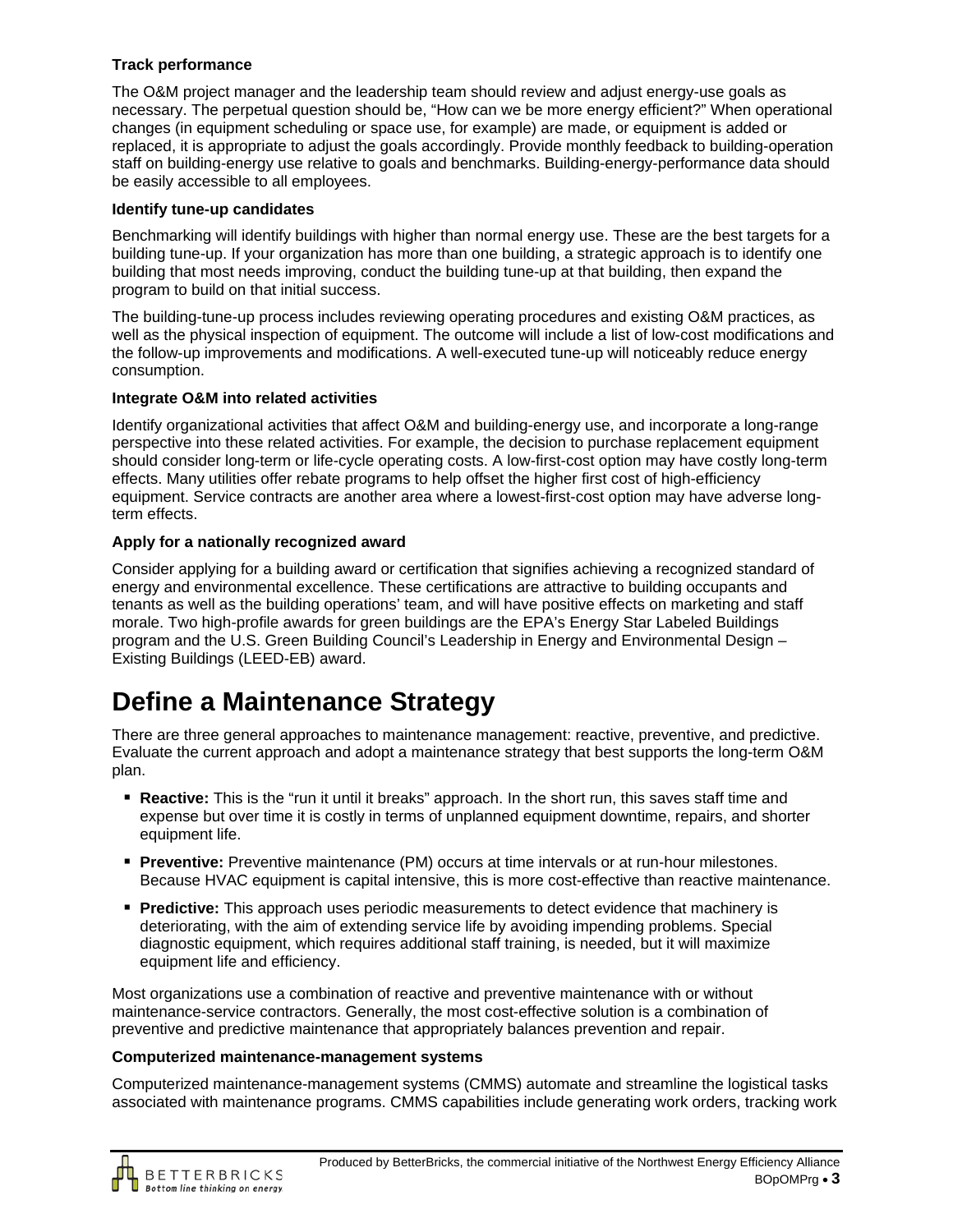**Track performance**

The O&M project manager and the leadership team should review and adjust energy-use goals as necessary. The perpetual question should be, "How can we be more energy efficient?" When operational changes (in equipment scheduling or space use, for example) are made, or equipment is added or replaced, it is appropriate to adjust the goals accordingly. Provide monthly feedback to building-operation staff on building-energy use relative to goals and benchmarks. Building-energy-performance data should be easily accessible to all employees.

**Identify tune-up candidates**

Benchmarking will identify buildings with higher than normal energy use. These are the best targets for a building tune-up. If your organization has more than one building, a strategic approach is to identify one building that most needs improving, conduct the building tune-up at that building, then expand the program to build on that initial success.

The building-tune-up process includes reviewing operating procedures and existing O&M practices, as well as the physical inspection of equipment. The outcome will include a list of low-cost modifications and the follow-up improvements and modifications. A well-executed tune-up will noticeably reduce energy consumption.

**Integrate O&M into related activities**

Identify organizational activities that affect O&M and building-energy use, and incorporate a long-range perspective into these related activities. For example, the decision to purchase replacement equipment should consider long-term or life-cycle operating costs. A low-first-cost option may have costly long-term effects. Many utilities offer rebate programs to help offset the higher first cost of high-efficiency equipment. Service contracts are another area where a lowest-first-cost option may have adverse long-term effects.

**Apply for a nationally recognized award**

Consider applying for a building award or certification that signifies achieving a recognized standard of energy and environmental excellence. These certifications are attractive to building occupants and tenants as well as the building operations' team, and will have positive effects on marketing and staff morale. Two high-profile awards for green buildings are the EPA's Energy Star Labeled Buildings program and the U.S. Green Building Council's Leadership in Energy and Environmental Design – Existing Buildings (LEED-EB) award.

# Define a Maintenance Strategy

There are three general approaches to maintenance management: reactive, preventive, and predictive. Evaluate the current approach and adopt a maintenance strategy that best supports the long-term O&M plan.

- **Reactive:** This is the "run it until it breaks" approach. In the short run, this saves staff time and expense but over time it is costly in terms of unplanned equipment downtime, repairs, and shorter equipment life.
- **Preventive:** Preventive maintenance (PM) occurs at time intervals or at run-hour milestones. Because HVAC equipment is capital intensive, this is more cost-effective than reactive maintenance.
- **Predictive:** This approach uses periodic measurements to detect evidence that machinery is deteriorating, with the aim of extending service life by avoiding impending problems. Special diagnostic equipment, which requires additional staff training, is needed, but it will maximize equipment life and efficiency.

Most organizations use a combination of reactive and preventive maintenance with or without maintenance-service contractors. Generally, the most cost-effective solution is a combination of preventive and predictive maintenance that appropriately balances prevention and repair.

**Computerized maintenance-management systems**

Computerized maintenance-management systems (CMMS) automate and streamline the logistical tasks associated with maintenance programs. CMMS capabilities include generating work orders, tracking work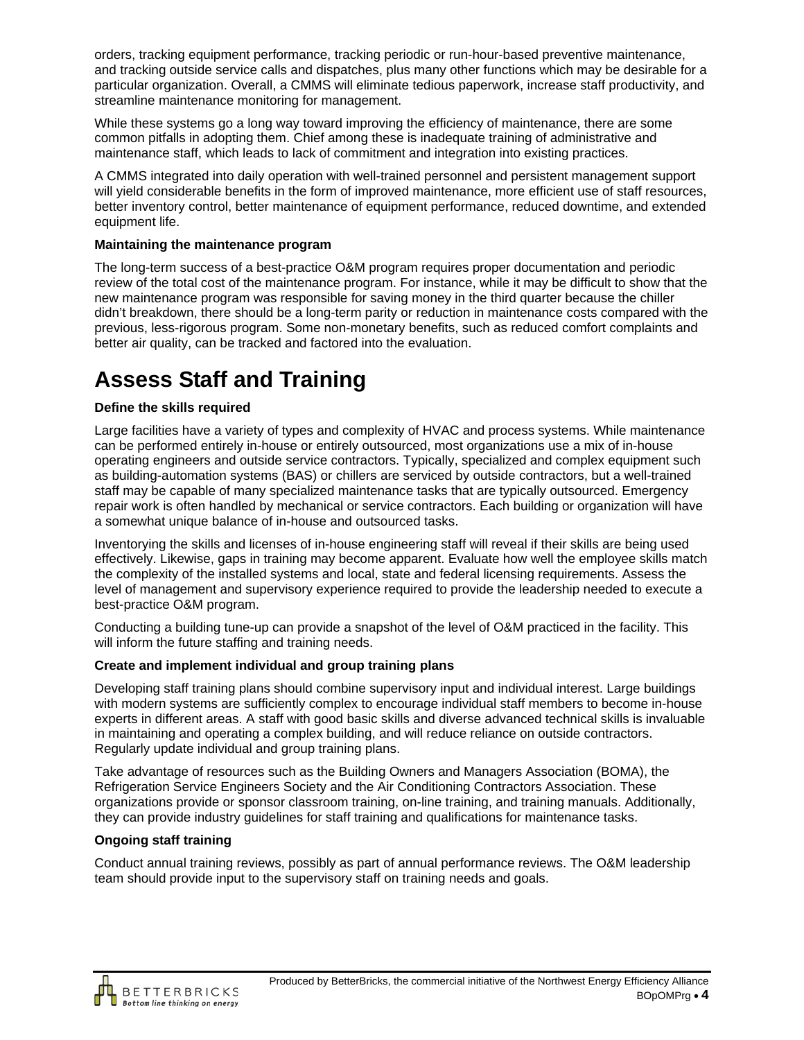orders, tracking equipment performance, tracking periodic or run-hour-based preventive maintenance, and tracking outside service calls and dispatches, plus many other functions which may be desirable for a particular organization. Overall, a CMMS will eliminate tedious paperwork, increase staff productivity, and streamline maintenance monitoring for management.

While these systems go a long way toward improving the efficiency of maintenance, there are some common pitfalls in adopting them. Chief among these is inadequate training of administrative and maintenance staff, which leads to lack of commitment and integration into existing practices.

A CMMS integrated into daily operation with well-trained personnel and persistent management support will yield considerable benefits in the form of improved maintenance, more efficient use of staff resources, better inventory control, better maintenance of equipment performance, reduced downtime, and extended equipment life.

**Maintaining the maintenance program**

The long-term success of a best-practice O&M program requires proper documentation and periodic review of the total cost of the maintenance program. For instance, while it may be difficult to show that the new maintenance program was responsible for saving money in the third quarter because the chiller didn't breakdown, there should be a long-term parity or reduction in maintenance costs compared with the previous, less-rigorous program. Some non-monetary benefits, such as reduced comfort complaints and better air quality, can be tracked and factored into the evaluation.

# Assess Staff and Training

**Define the skills required**

Large facilities have a variety of types and complexity of HVAC and process systems. While maintenance can be performed entirely in-house or entirely outsourced, most organizations use a mix of in-house operating engineers and outside service contractors. Typically, specialized and complex equipment such as building-automation systems (BAS) or chillers are serviced by outside contractors, but a well-trained staff may be capable of many specialized maintenance tasks that are typically outsourced. Emergency repair work is often handled by mechanical or service contractors. Each building or organization will have a somewhat unique balance of in-house and outsourced tasks.

Inventorying the skills and licenses of in-house engineering staff will reveal if their skills are being used effectively. Likewise, gaps in training may become apparent. Evaluate how well the employee skills match the complexity of the installed systems and local, state and federal licensing requirements. Assess the level of management and supervisory experience required to provide the leadership needed to execute a best-practice O&M program.

Conducting a building tune-up can provide a snapshot of the level of O&M practiced in the facility. This will inform the future staffing and training needs.

**Create and implement individual and group training plans**

Developing staff training plans should combine supervisory input and individual interest. Large buildings with modern systems are sufficiently complex to encourage individual staff members to become in-house experts in different areas. A staff with good basic skills and diverse advanced technical skills is invaluable in maintaining and operating a complex building, and will reduce reliance on outside contractors. Regularly update individual and group training plans.

Take advantage of resources such as the Building Owners and Managers Association (BOMA), the Refrigeration Service Engineers Society and the Air Conditioning Contractors Association. These organizations provide or sponsor classroom training, on-line training, and training manuals. Additionally, they can provide industry guidelines for staff training and qualifications for maintenance tasks.

**Ongoing staff training**

Conduct annual training reviews, possibly as part of annual performance reviews. The O&M leadership team should provide input to the supervisory staff on training needs and goals.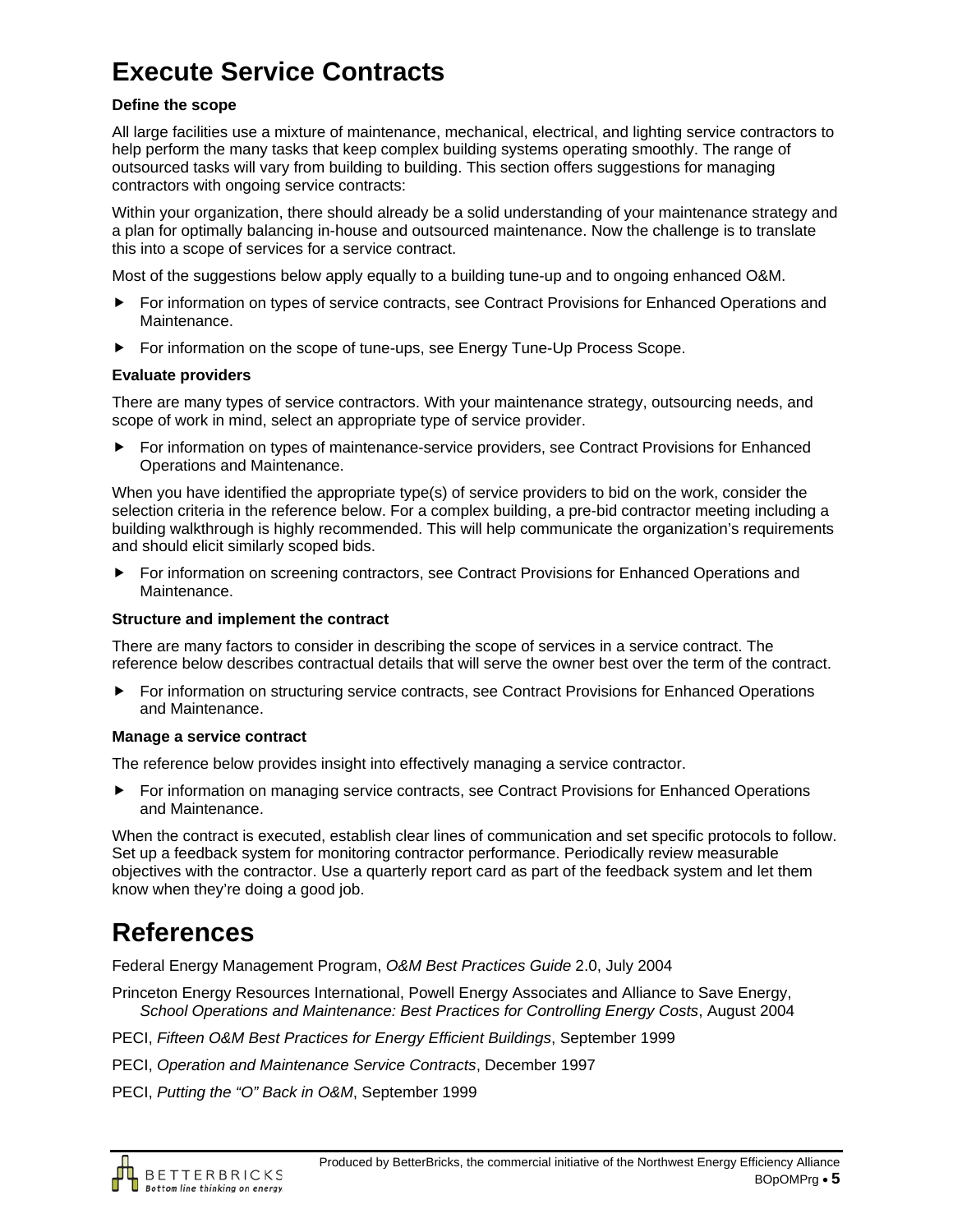# Execute Service Contracts

**Define the scope**

All large facilities use a mixture of maintenance, mechanical, electrical, and lighting service contractors to help perform the many tasks that keep complex building systems operating smoothly. The range of outsourced tasks will vary from building to building. This section offers suggestions for managing contractors with ongoing service contracts:

Within your organization, there should already be a solid understanding of your maintenance strategy and a plan for optimally balancing in-house and outsourced maintenance. Now the challenge is to translate this into a scope of services for a service contract.

Most of the suggestions below apply equally to a building tune-up and to ongoing enhanced O&M.

- For information on types of service contracts, see Contract Provisions for Enhanced Operations and Maintenance.
- For information on the scope of tune-ups, see Energy Tune-Up Process Scope.

**Evaluate providers**

There are many types of service contractors. With your maintenance strategy, outsourcing needs, and scope of work in mind, select an appropriate type of service provider.

- For information on types of maintenance-service providers, see Contract Provisions for Enhanced Operations and Maintenance.

When you have identified the appropriate type(s) of service providers to bid on the work, consider the selection criteria in the reference below. For a complex building, a pre-bid contractor meeting including a building walkthrough is highly recommended. This will help communicate the organization's requirements and should elicit similarly scoped bids.

- For information on screening contractors, see Contract Provisions for Enhanced Operations and Maintenance.

**Structure and implement the contract**

There are many factors to consider in describing the scope of services in a service contract. The reference below describes contractual details that will serve the owner best over the term of the contract.

- For information on structuring service contracts, see Contract Provisions for Enhanced Operations and Maintenance.

**Manage a service contract**

The reference below provides insight into effectively managing a service contractor.

- For information on managing service contracts, see Contract Provisions for Enhanced Operations and Maintenance.

When the contract is executed, establish clear lines of communication and set specific protocols to follow. Set up a feedback system for monitoring contractor performance. Periodically review measurable objectives with the contractor. Use a quarterly report card as part of the feedback system and let them know when they're doing a good job.

# References

Federal Energy Management Program, *O&M Best Practices Guide* 2.0, July 2004

Princeton Energy Resources International, Powell Energy Associates and Alliance to Save Energy, *School Operations and Maintenance: Best Practices for Controlling Energy Costs*, August 2004

PECI, *Fifteen O&M Best Practices for Energy Efficient Buildings*, September 1999

PECI, *Operation and Maintenance Service Contracts*, December 1997

PECI, *Putting the "O" Back in O&M*, September 1999